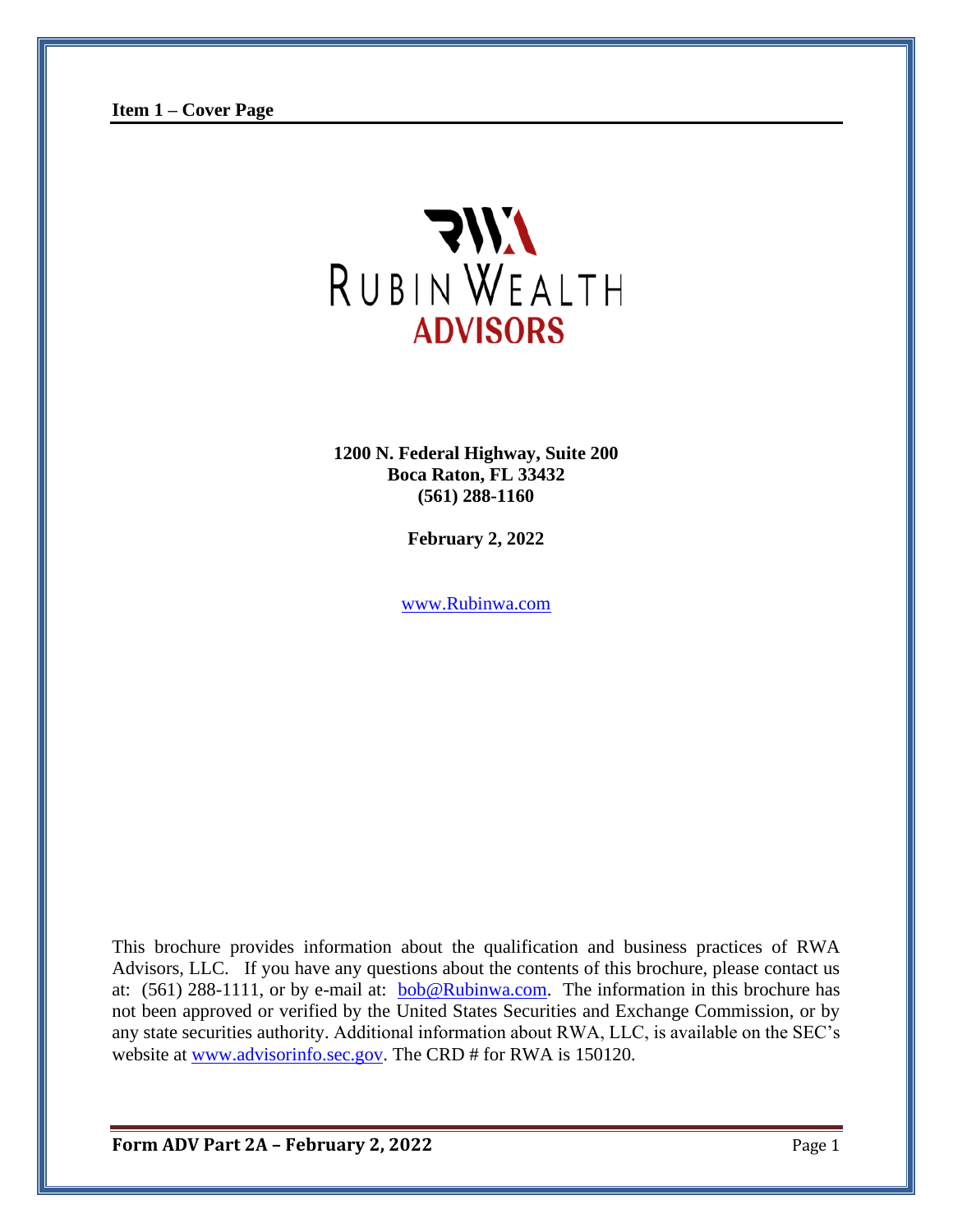**Item 1 – Cover Page**

RUBIN WEALTH
**ADVISORS**

**1200 N. Federal Highway, Suite 200**
**Boca Raton, FL 33432**
**(561) 288-1160**

**February 2, 2022**

www.Rubinwa.com

This brochure provides information about the qualification and business practices of RWA Advisors, LLC. If you have any questions about the contents of this brochure, please contact us at: (561) 288-1111, or by e-mail at: bob@Rubinwa.com. The information in this brochure has not been approved or verified by the United States Securities and Exchange Commission, or by any state securities authority. Additional information about RWA, LLC, is available on the SEC's website at www.advisorinfo.sec.gov. The CRD # for RWA is 150120.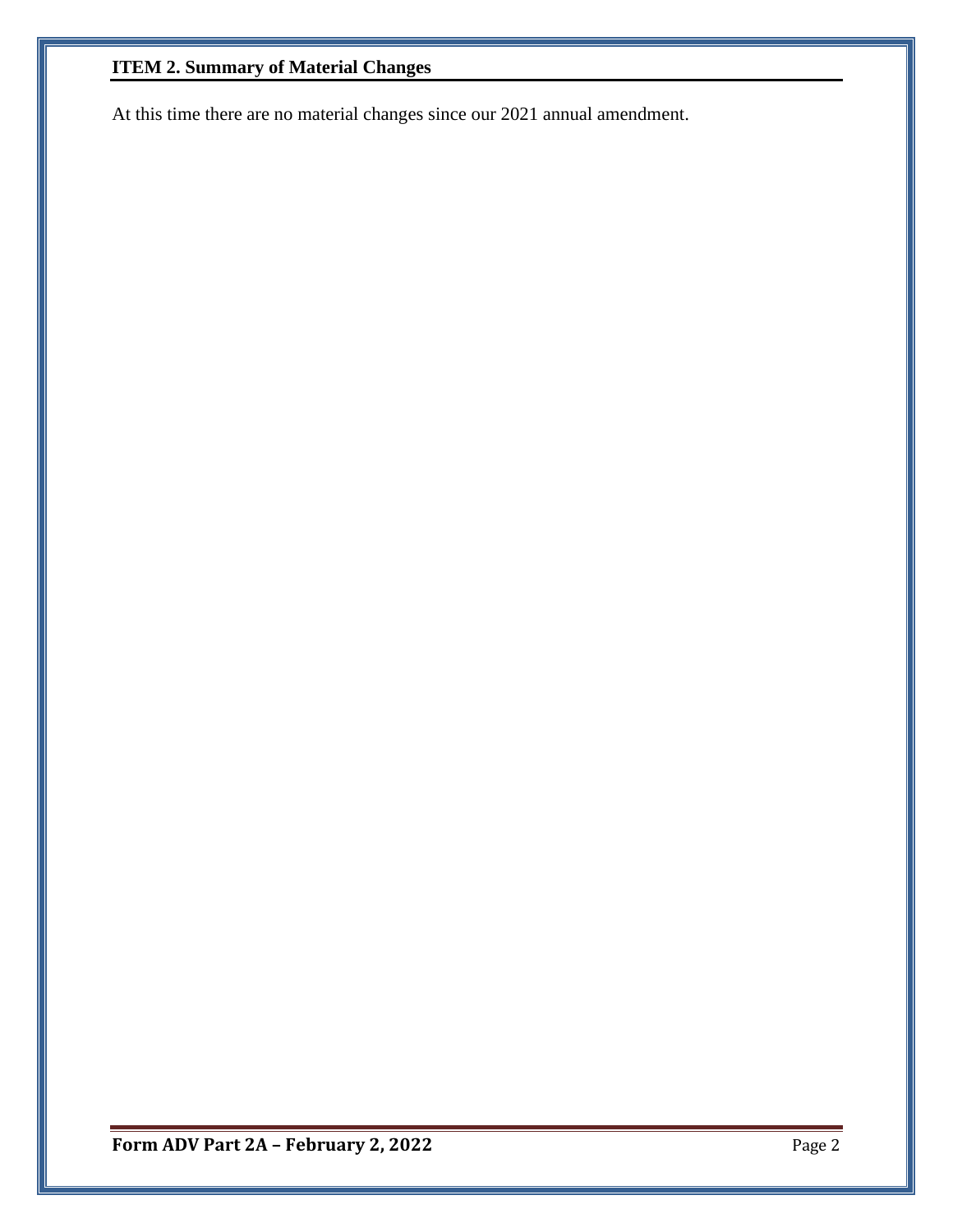## ITEM 2. Summary of Material Changes

At this time there are no material changes since our 2021 annual amendment.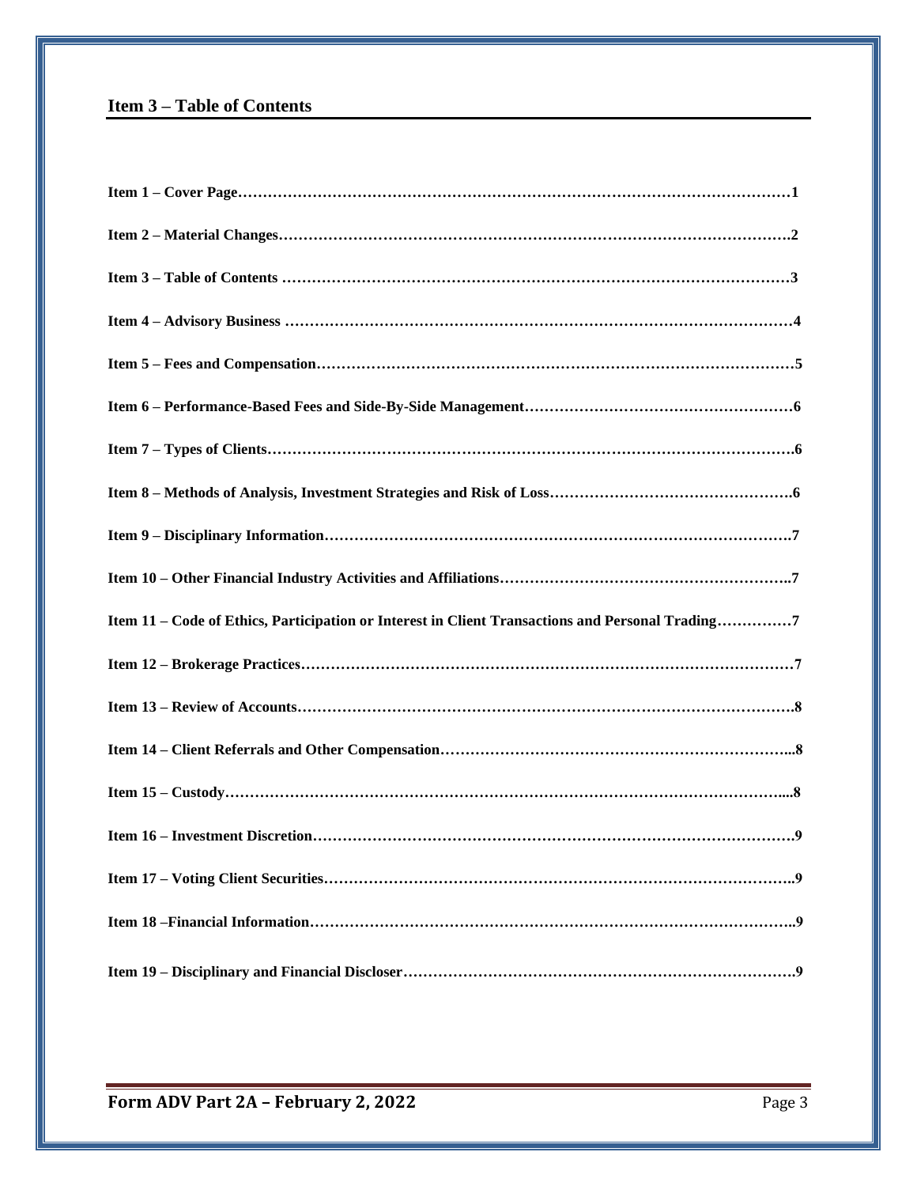## Item 3 – Table of Contents

**Item 1 – Cover Page……………………………………………………………………………………………1**

**Item 2 – Material Changes………………………………………………………………………………………2**

**Item 3 – Table of Contents ………………………………………………………………………………………3**

**Item 4 – Advisory Business ……………………………………………………………………………………4**

**Item 5 – Fees and Compensation………………………………………………………………………………5**

**Item 6 – Performance-Based Fees and Side-By-Side Management………………………………………………6**

**Item 7 – Types of Clients…………………………………………………………………………………………6**

**Item 8 – Methods of Analysis, Investment Strategies and Risk of Loss…………………………………………6**

**Item 9 – Disciplinary Information…………………………………………………………………………………7**

**Item 10 – Other Financial Industry Activities and Affiliations……………………………………………………7**

**Item 11 – Code of Ethics, Participation or Interest in Client Transactions and Personal Trading……………7**

**Item 12 – Brokerage Practices……………………………………………………………………………………7**

**Item 13 – Review of Accounts……………………………………………………………………………………8**

**Item 14 – Client Referrals and Other Compensation……………………………………………………………8**

**Item 15 – Custody…………………………………………………………………………………………………8**

**Item 16 – Investment Discretion…………………………………………………………………………………9**

**Item 17 – Voting Client Securities…………………………………………………………………………………9**

**Item 18 –Financial Information……………………………………………………………………………………9**

**Item 19 – Disciplinary and Financial Discloser…………………………………………………………………9**

**Form ADV Part 2A – February 2, 2022**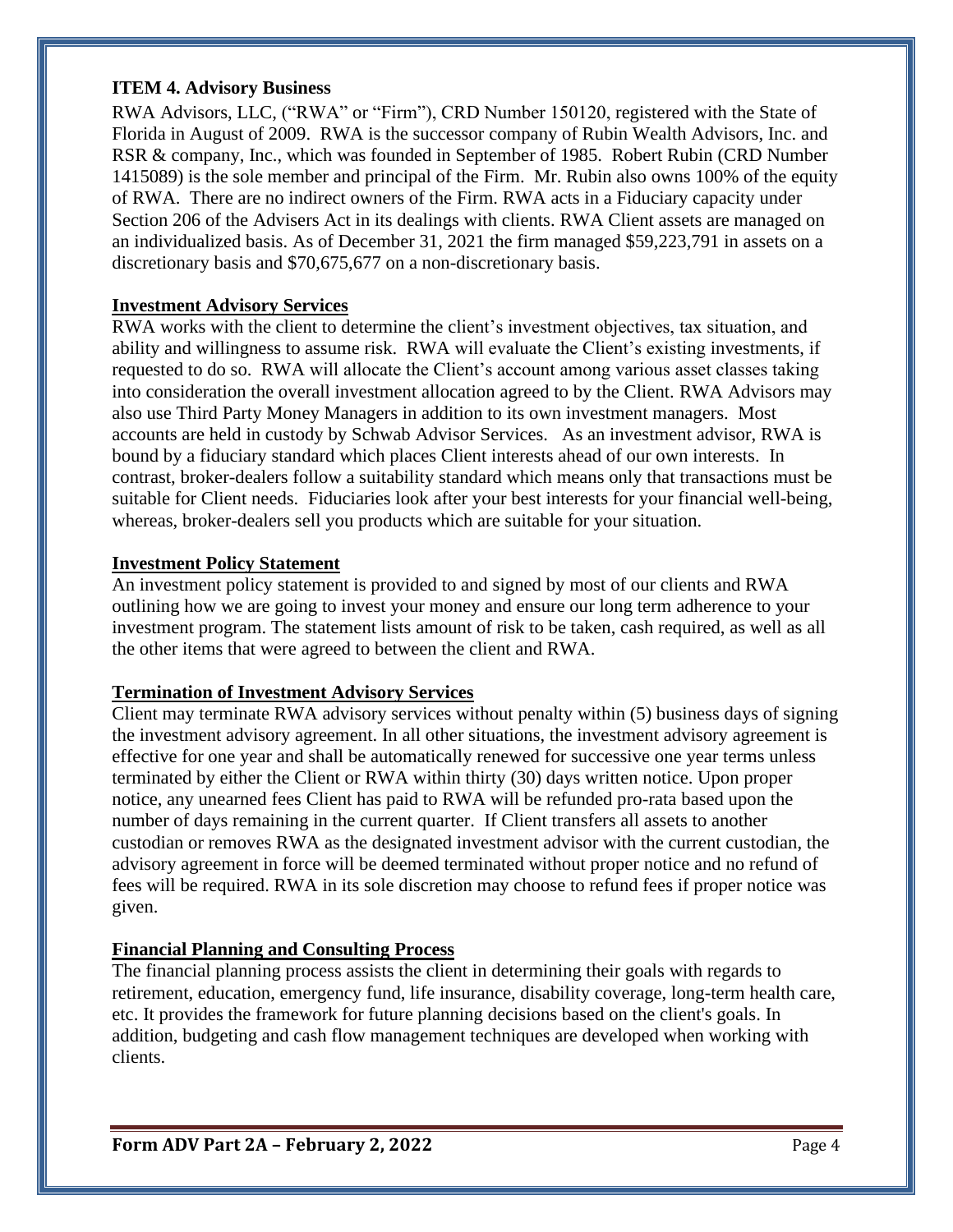## ITEM 4. Advisory Business

RWA Advisors, LLC, ("RWA" or "Firm"), CRD Number 150120, registered with the State of Florida in August of 2009. RWA is the successor company of Rubin Wealth Advisors, Inc. and RSR & company, Inc., which was founded in September of 1985. Robert Rubin (CRD Number 1415089) is the sole member and principal of the Firm. Mr. Rubin also owns 100% of the equity of RWA. There are no indirect owners of the Firm. RWA acts in a Fiduciary capacity under Section 206 of the Advisers Act in its dealings with clients. RWA Client assets are managed on an individualized basis. As of December 31, 2021 the firm managed $59,223,791 in assets on a discretionary basis and $70,675,677 on a non-discretionary basis.

### Investment Advisory Services

RWA works with the client to determine the client's investment objectives, tax situation, and ability and willingness to assume risk. RWA will evaluate the Client's existing investments, if requested to do so. RWA will allocate the Client's account among various asset classes taking into consideration the overall investment allocation agreed to by the Client. RWA Advisors may also use Third Party Money Managers in addition to its own investment managers. Most accounts are held in custody by Schwab Advisor Services. As an investment advisor, RWA is bound by a fiduciary standard which places Client interests ahead of our own interests. In contrast, broker-dealers follow a suitability standard which means only that transactions must be suitable for Client needs. Fiduciaries look after your best interests for your financial well-being, whereas, broker-dealers sell you products which are suitable for your situation.

### Investment Policy Statement

An investment policy statement is provided to and signed by most of our clients and RWA outlining how we are going to invest your money and ensure our long term adherence to your investment program. The statement lists amount of risk to be taken, cash required, as well as all the other items that were agreed to between the client and RWA.

### Termination of Investment Advisory Services

Client may terminate RWA advisory services without penalty within (5) business days of signing the investment advisory agreement. In all other situations, the investment advisory agreement is effective for one year and shall be automatically renewed for successive one year terms unless terminated by either the Client or RWA within thirty (30) days written notice. Upon proper notice, any unearned fees Client has paid to RWA will be refunded pro-rata based upon the number of days remaining in the current quarter. If Client transfers all assets to another custodian or removes RWA as the designated investment advisor with the current custodian, the advisory agreement in force will be deemed terminated without proper notice and no refund of fees will be required. RWA in its sole discretion may choose to refund fees if proper notice was given.

### Financial Planning and Consulting Process

The financial planning process assists the client in determining their goals with regards to retirement, education, emergency fund, life insurance, disability coverage, long-term health care, etc. It provides the framework for future planning decisions based on the client's goals. In addition, budgeting and cash flow management techniques are developed when working with clients.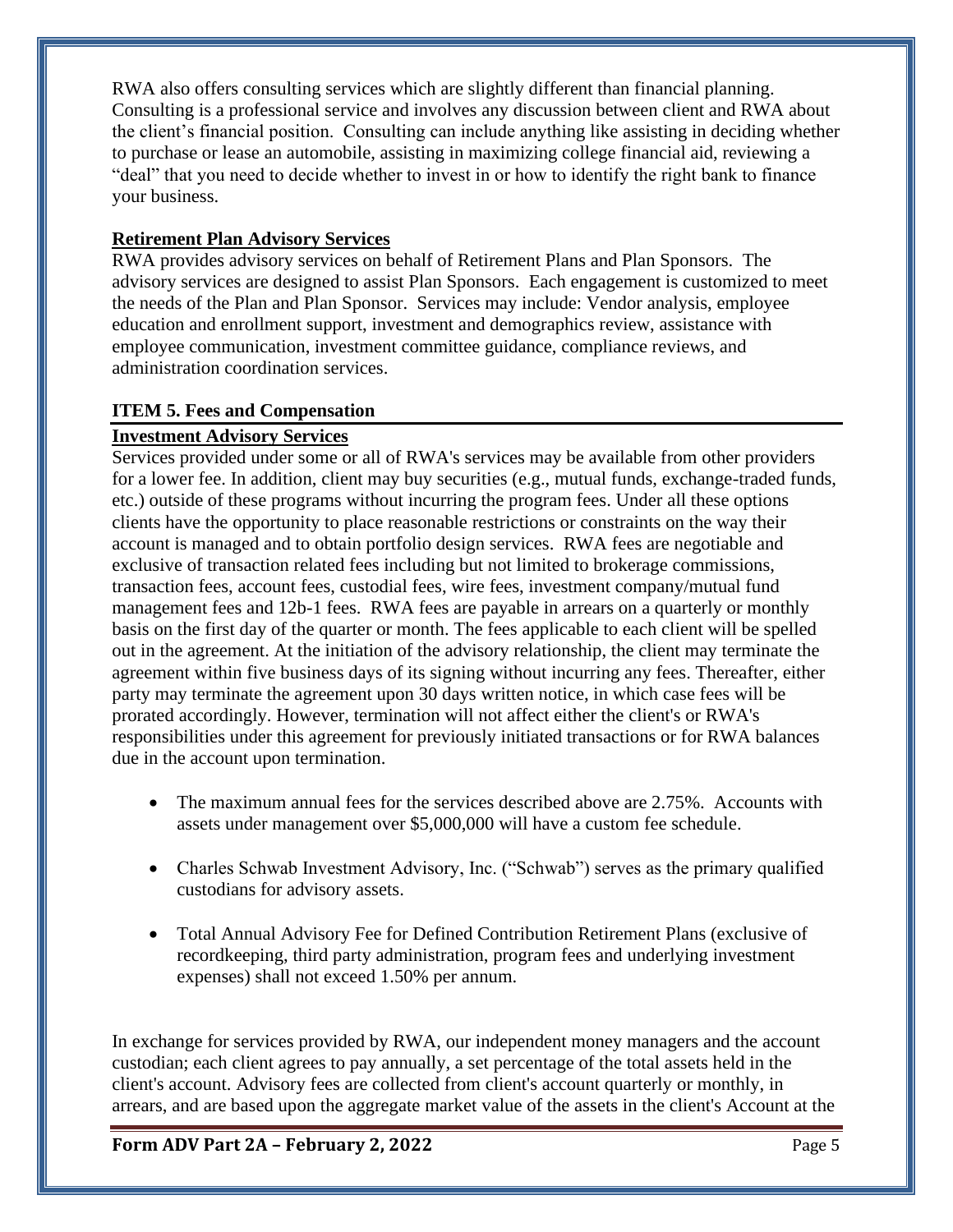RWA also offers consulting services which are slightly different than financial planning. Consulting is a professional service and involves any discussion between client and RWA about the client's financial position. Consulting can include anything like assisting in deciding whether to purchase or lease an automobile, assisting in maximizing college financial aid, reviewing a "deal" that you need to decide whether to invest in or how to identify the right bank to finance your business.

**Retirement Plan Advisory Services**

RWA provides advisory services on behalf of Retirement Plans and Plan Sponsors. The advisory services are designed to assist Plan Sponsors. Each engagement is customized to meet the needs of the Plan and Plan Sponsor. Services may include: Vendor analysis, employee education and enrollment support, investment and demographics review, assistance with employee communication, investment committee guidance, compliance reviews, and administration coordination services.

## ITEM 5. Fees and Compensation

**Investment Advisory Services**

Services provided under some or all of RWA's services may be available from other providers for a lower fee. In addition, client may buy securities (e.g., mutual funds, exchange-traded funds, etc.) outside of these programs without incurring the program fees. Under all these options clients have the opportunity to place reasonable restrictions or constraints on the way their account is managed and to obtain portfolio design services. RWA fees are negotiable and exclusive of transaction related fees including but not limited to brokerage commissions, transaction fees, account fees, custodial fees, wire fees, investment company/mutual fund management fees and 12b-1 fees. RWA fees are payable in arrears on a quarterly or monthly basis on the first day of the quarter or month. The fees applicable to each client will be spelled out in the agreement. At the initiation of the advisory relationship, the client may terminate the agreement within five business days of its signing without incurring any fees. Thereafter, either party may terminate the agreement upon 30 days written notice, in which case fees will be prorated accordingly. However, termination will not affect either the client's or RWA's responsibilities under this agreement for previously initiated transactions or for RWA balances due in the account upon termination.

- The maximum annual fees for the services described above are 2.75%. Accounts with assets under management over $5,000,000 will have a custom fee schedule.
- Charles Schwab Investment Advisory, Inc. ("Schwab") serves as the primary qualified custodians for advisory assets.
- Total Annual Advisory Fee for Defined Contribution Retirement Plans (exclusive of recordkeeping, third party administration, program fees and underlying investment expenses) shall not exceed 1.50% per annum.

In exchange for services provided by RWA, our independent money managers and the account custodian; each client agrees to pay annually, a set percentage of the total assets held in the client's account. Advisory fees are collected from client's account quarterly or monthly, in arrears, and are based upon the aggregate market value of the assets in the client's Account at the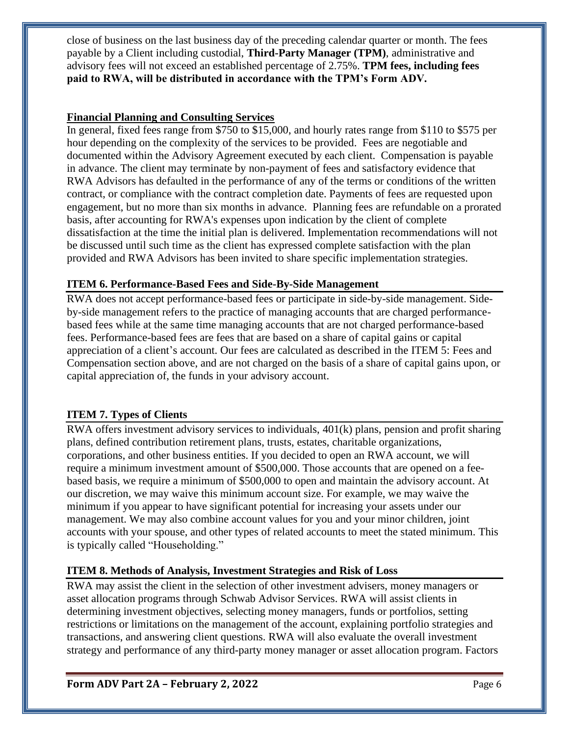close of business on the last business day of the preceding calendar quarter or month. The fees payable by a Client including custodial, **Third-Party Manager (TPM)**, administrative and advisory fees will not exceed an established percentage of 2.75%. **TPM fees, including fees paid to RWA, will be distributed in accordance with the TPM's Form ADV.**

**Financial Planning and Consulting Services**

In general, fixed fees range from $750 to $15,000, and hourly rates range from $110 to $575 per hour depending on the complexity of the services to be provided. Fees are negotiable and documented within the Advisory Agreement executed by each client. Compensation is payable in advance. The client may terminate by non-payment of fees and satisfactory evidence that RWA Advisors has defaulted in the performance of any of the terms or conditions of the written contract, or compliance with the contract completion date. Payments of fees are requested upon engagement, but no more than six months in advance. Planning fees are refundable on a prorated basis, after accounting for RWA's expenses upon indication by the client of complete dissatisfaction at the time the initial plan is delivered. Implementation recommendations will not be discussed until such time as the client has expressed complete satisfaction with the plan provided and RWA Advisors has been invited to share specific implementation strategies.

## ITEM 6. Performance-Based Fees and Side-By-Side Management

RWA does not accept performance-based fees or participate in side-by-side management. Side-by-side management refers to the practice of managing accounts that are charged performance-based fees while at the same time managing accounts that are not charged performance-based fees. Performance-based fees are fees that are based on a share of capital gains or capital appreciation of a client's account. Our fees are calculated as described in the ITEM 5: Fees and Compensation section above, and are not charged on the basis of a share of capital gains upon, or capital appreciation of, the funds in your advisory account.

## ITEM 7. Types of Clients

RWA offers investment advisory services to individuals, 401(k) plans, pension and profit sharing plans, defined contribution retirement plans, trusts, estates, charitable organizations, corporations, and other business entities. If you decided to open an RWA account, we will require a minimum investment amount of $500,000. Those accounts that are opened on a fee-based basis, we require a minimum of $500,000 to open and maintain the advisory account. At our discretion, we may waive this minimum account size. For example, we may waive the minimum if you appear to have significant potential for increasing your assets under our management. We may also combine account values for you and your minor children, joint accounts with your spouse, and other types of related accounts to meet the stated minimum. This is typically called "Householding."

## ITEM 8. Methods of Analysis, Investment Strategies and Risk of Loss

RWA may assist the client in the selection of other investment advisers, money managers or asset allocation programs through Schwab Advisor Services. RWA will assist clients in determining investment objectives, selecting money managers, funds or portfolios, setting restrictions or limitations on the management of the account, explaining portfolio strategies and transactions, and answering client questions. RWA will also evaluate the overall investment strategy and performance of any third-party money manager or asset allocation program. Factors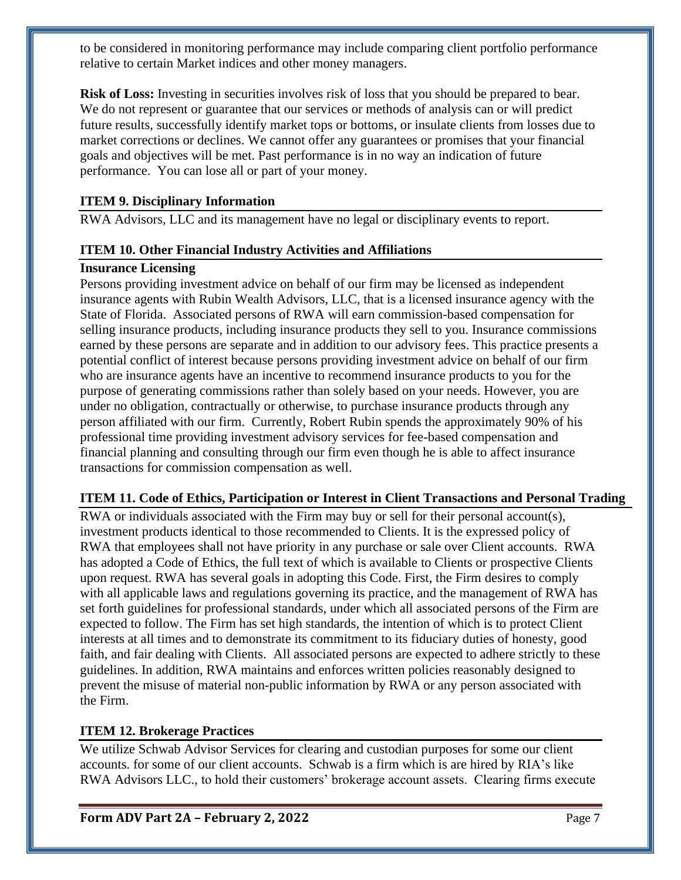to be considered in monitoring performance may include comparing client portfolio performance relative to certain Market indices and other money managers.

**Risk of Loss:** Investing in securities involves risk of loss that you should be prepared to bear. We do not represent or guarantee that our services or methods of analysis can or will predict future results, successfully identify market tops or bottoms, or insulate clients from losses due to market corrections or declines. We cannot offer any guarantees or promises that your financial goals and objectives will be met. Past performance is in no way an indication of future performance. You can lose all or part of your money.

## ITEM 9. Disciplinary Information

RWA Advisors, LLC and its management have no legal or disciplinary events to report.

## ITEM 10. Other Financial Industry Activities and Affiliations

**Insurance Licensing**

Persons providing investment advice on behalf of our firm may be licensed as independent insurance agents with Rubin Wealth Advisors, LLC, that is a licensed insurance agency with the State of Florida. Associated persons of RWA will earn commission-based compensation for selling insurance products, including insurance products they sell to you. Insurance commissions earned by these persons are separate and in addition to our advisory fees. This practice presents a potential conflict of interest because persons providing investment advice on behalf of our firm who are insurance agents have an incentive to recommend insurance products to you for the purpose of generating commissions rather than solely based on your needs. However, you are under no obligation, contractually or otherwise, to purchase insurance products through any person affiliated with our firm. Currently, Robert Rubin spends the approximately 90% of his professional time providing investment advisory services for fee-based compensation and financial planning and consulting through our firm even though he is able to affect insurance transactions for commission compensation as well.

## ITEM 11. Code of Ethics, Participation or Interest in Client Transactions and Personal Trading

RWA or individuals associated with the Firm may buy or sell for their personal account(s), investment products identical to those recommended to Clients. It is the expressed policy of RWA that employees shall not have priority in any purchase or sale over Client accounts. RWA has adopted a Code of Ethics, the full text of which is available to Clients or prospective Clients upon request. RWA has several goals in adopting this Code. First, the Firm desires to comply with all applicable laws and regulations governing its practice, and the management of RWA has set forth guidelines for professional standards, under which all associated persons of the Firm are expected to follow. The Firm has set high standards, the intention of which is to protect Client interests at all times and to demonstrate its commitment to its fiduciary duties of honesty, good faith, and fair dealing with Clients. All associated persons are expected to adhere strictly to these guidelines. In addition, RWA maintains and enforces written policies reasonably designed to prevent the misuse of material non-public information by RWA or any person associated with the Firm.

## ITEM 12. Brokerage Practices

We utilize Schwab Advisor Services for clearing and custodian purposes for some our client accounts. for some of our client accounts. Schwab is a firm which is are hired by RIA's like RWA Advisors LLC., to hold their customers' brokerage account assets. Clearing firms execute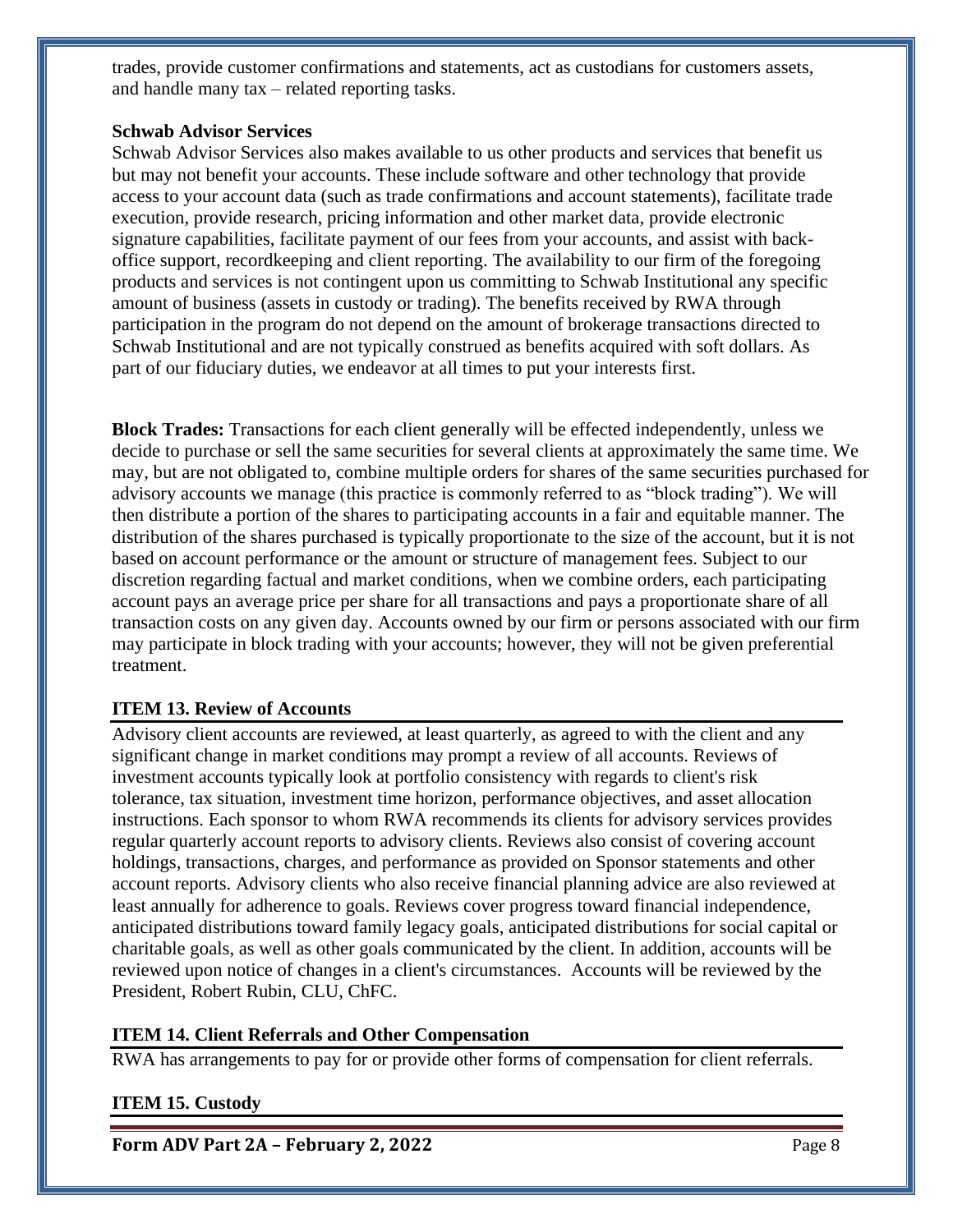trades, provide customer confirmations and statements, act as custodians for customers assets, and handle many tax – related reporting tasks.

**Schwab Advisor Services**

Schwab Advisor Services also makes available to us other products and services that benefit us but may not benefit your accounts. These include software and other technology that provide access to your account data (such as trade confirmations and account statements), facilitate trade execution, provide research, pricing information and other market data, provide electronic signature capabilities, facilitate payment of our fees from your accounts, and assist with back-office support, recordkeeping and client reporting. The availability to our firm of the foregoing products and services is not contingent upon us committing to Schwab Institutional any specific amount of business (assets in custody or trading). The benefits received by RWA through participation in the program do not depend on the amount of brokerage transactions directed to Schwab Institutional and are not typically construed as benefits acquired with soft dollars. As part of our fiduciary duties, we endeavor at all times to put your interests first.

**Block Trades:** Transactions for each client generally will be effected independently, unless we decide to purchase or sell the same securities for several clients at approximately the same time. We may, but are not obligated to, combine multiple orders for shares of the same securities purchased for advisory accounts we manage (this practice is commonly referred to as "block trading"). We will then distribute a portion of the shares to participating accounts in a fair and equitable manner. The distribution of the shares purchased is typically proportionate to the size of the account, but it is not based on account performance or the amount or structure of management fees. Subject to our discretion regarding factual and market conditions, when we combine orders, each participating account pays an average price per share for all transactions and pays a proportionate share of all transaction costs on any given day. Accounts owned by our firm or persons associated with our firm may participate in block trading with your accounts; however, they will not be given preferential treatment.

## ITEM 13. Review of Accounts

Advisory client accounts are reviewed, at least quarterly, as agreed to with the client and any significant change in market conditions may prompt a review of all accounts. Reviews of investment accounts typically look at portfolio consistency with regards to client's risk tolerance, tax situation, investment time horizon, performance objectives, and asset allocation instructions. Each sponsor to whom RWA recommends its clients for advisory services provides regular quarterly account reports to advisory clients. Reviews also consist of covering account holdings, transactions, charges, and performance as provided on Sponsor statements and other account reports. Advisory clients who also receive financial planning advice are also reviewed at least annually for adherence to goals. Reviews cover progress toward financial independence, anticipated distributions toward family legacy goals, anticipated distributions for social capital or charitable goals, as well as other goals communicated by the client. In addition, accounts will be reviewed upon notice of changes in a client's circumstances. Accounts will be reviewed by the President, Robert Rubin, CLU, ChFC.

## ITEM 14. Client Referrals and Other Compensation

RWA has arrangements to pay for or provide other forms of compensation for client referrals.

## ITEM 15. Custody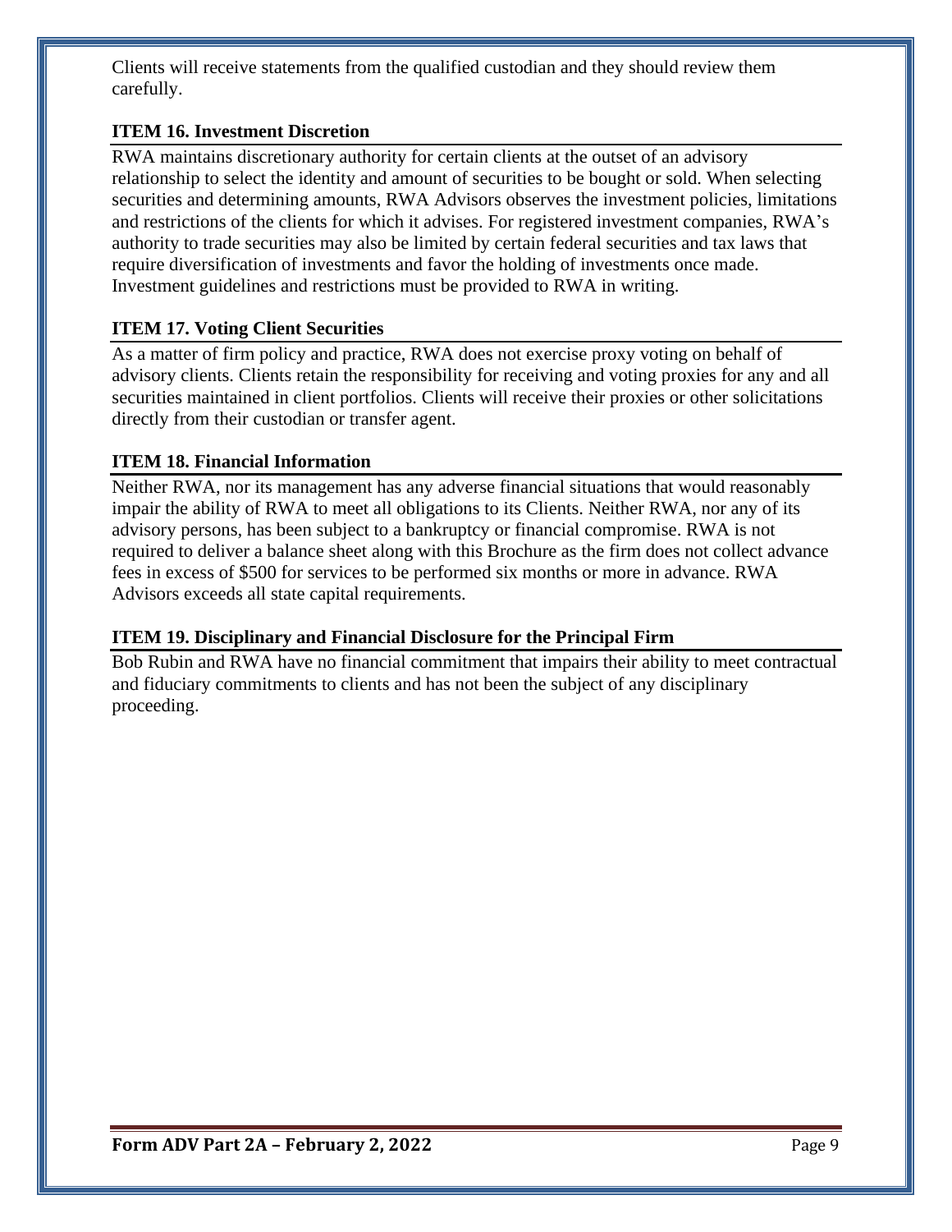Clients will receive statements from the qualified custodian and they should review them carefully.

### ITEM 16. Investment Discretion

RWA maintains discretionary authority for certain clients at the outset of an advisory relationship to select the identity and amount of securities to be bought or sold. When selecting securities and determining amounts, RWA Advisors observes the investment policies, limitations and restrictions of the clients for which it advises. For registered investment companies, RWA's authority to trade securities may also be limited by certain federal securities and tax laws that require diversification of investments and favor the holding of investments once made. Investment guidelines and restrictions must be provided to RWA in writing.

### ITEM 17. Voting Client Securities

As a matter of firm policy and practice, RWA does not exercise proxy voting on behalf of advisory clients. Clients retain the responsibility for receiving and voting proxies for any and all securities maintained in client portfolios. Clients will receive their proxies or other solicitations directly from their custodian or transfer agent.

### ITEM 18. Financial Information

Neither RWA, nor its management has any adverse financial situations that would reasonably impair the ability of RWA to meet all obligations to its Clients. Neither RWA, nor any of its advisory persons, has been subject to a bankruptcy or financial compromise. RWA is not required to deliver a balance sheet along with this Brochure as the firm does not collect advance fees in excess of $500 for services to be performed six months or more in advance. RWA Advisors exceeds all state capital requirements.

### ITEM 19. Disciplinary and Financial Disclosure for the Principal Firm

Bob Rubin and RWA have no financial commitment that impairs their ability to meet contractual and fiduciary commitments to clients and has not been the subject of any disciplinary proceeding.